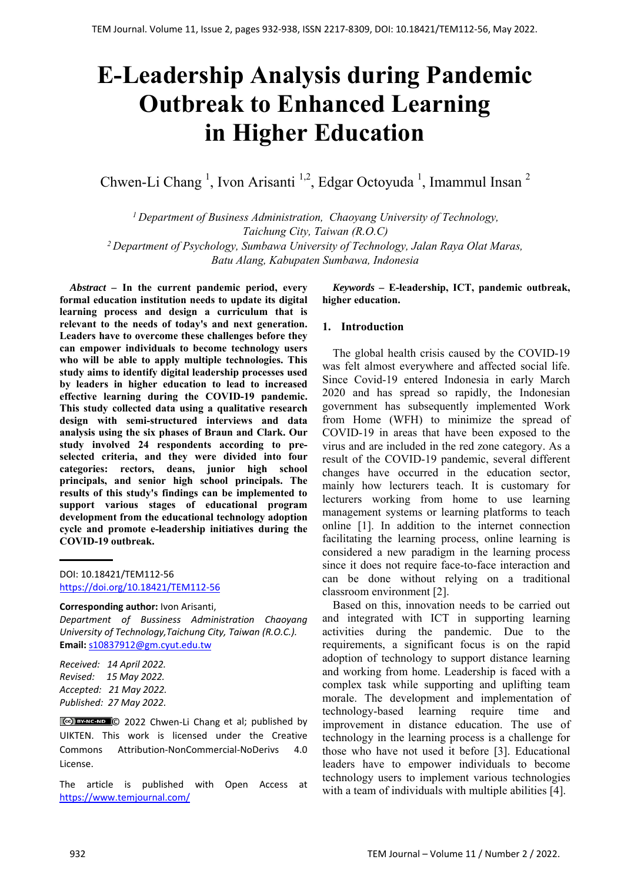# E-Leadership Analysis during Pandemic Outbreak to Enhanced Learning in Higher Education

Chwen-Li Chang [1], Ivon Arisanti [1,2], Edgar Octoyuda [1], Imammul Insan [2]

[1] *Department of Business Administration, Chaoyang University of Technology, Taichung City, Taiwan (R.O.C)*
[2] *Department of Psychology, Sumbawa University of Technology, Jalan Raya Olat Maras, Batu Alang, Kabupaten Sumbawa, Indonesia*

***Abstract*** **– In the current pandemic period, every formal education institution needs to update its digital learning process and design a curriculum that is relevant to the needs of today's and next generation. Leaders have to overcome these challenges before they can empower individuals to become technology users who will be able to apply multiple technologies. This study aims to identify digital leadership processes used by leaders in higher education to lead to increased effective learning during the COVID-19 pandemic. This study collected data using a qualitative research design with semi-structured interviews and data analysis using the six phases of Braun and Clark. Our study involved 24 respondents according to pre-selected criteria, and they were divided into four categories: rectors, deans, junior high school principals, and senior high school principals. The results of this study's findings can be implemented to support various stages of educational program development from the educational technology adoption cycle and promote e-leadership initiatives during the COVID-19 outbreak.**

***Keywords*** **– E-leadership, ICT, pandemic outbreak, higher education.**

DOI: 10.18421/TEM112-56
https://doi.org/10.18421/TEM112-56

**Corresponding author:** Ivon Arisanti,
*Department of Bussiness Administration Chaoyang University of Technology,Taichung City, Taiwan (R.O.C.).*
**Email:** s10837912@gm.cyut.edu.tw

*Received: 14 April 2022.*
*Revised: 15 May 2022.*
*Accepted: 21 May 2022.*
*Published: 27 May 2022.*

© 2022 Chwen-Li Chang et al; published by UIKTEN. This work is licensed under the Creative Commons Attribution-NonCommercial-NoDerivs 4.0 License.

The article is published with Open Access at https://www.temjournal.com/

## 1. Introduction

The global health crisis caused by the COVID-19 was felt almost everywhere and affected social life. Since Covid-19 entered Indonesia in early March 2020 and has spread so rapidly, the Indonesian government has subsequently implemented Work from Home (WFH) to minimize the spread of COVID-19 in areas that have been exposed to the virus and are included in the red zone category. As a result of the COVID-19 pandemic, several different changes have occurred in the education sector, mainly how lecturers teach. It is customary for lecturers working from home to use learning management systems or learning platforms to teach online [1]. In addition to the internet connection facilitating the learning process, online learning is considered a new paradigm in the learning process since it does not require face-to-face interaction and can be done without relying on a traditional classroom environment [2].

Based on this, innovation needs to be carried out and integrated with ICT in supporting learning activities during the pandemic. Due to the requirements, a significant focus is on the rapid adoption of technology to support distance learning and working from home. Leadership is faced with a complex task while supporting and uplifting team morale. The development and implementation of technology-based learning require time and improvement in distance education. The use of technology in the learning process is a challenge for those who have not used it before [3]. Educational leaders have to empower individuals to become technology users to implement various technologies with a team of individuals with multiple abilities [4].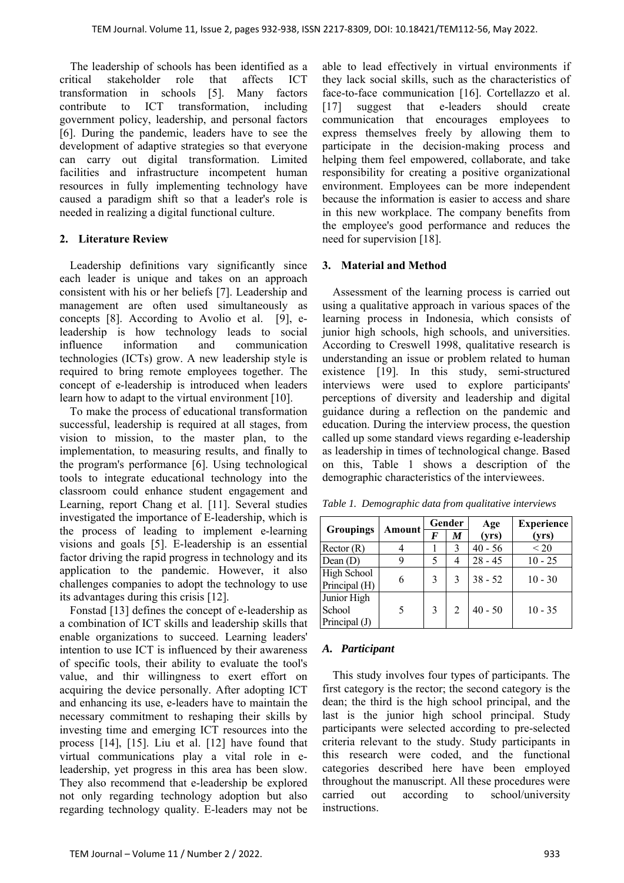The leadership of schools has been identified as a critical stakeholder role that affects ICT transformation in schools [5]. Many factors contribute to ICT transformation, including government policy, leadership, and personal factors [6]. During the pandemic, leaders have to see the development of adaptive strategies so that everyone can carry out digital transformation. Limited facilities and infrastructure incompetent human resources in fully implementing technology have caused a paradigm shift so that a leader's role is needed in realizing a digital functional culture.

## 2. Literature Review

Leadership definitions vary significantly since each leader is unique and takes on an approach consistent with his or her beliefs [7]. Leadership and management are often used simultaneously as concepts [8]. According to Avolio et al. [9], e-leadership is how technology leads to social influence information and communication technologies (ICTs) grow. A new leadership style is required to bring remote employees together. The concept of e-leadership is introduced when leaders learn how to adapt to the virtual environment [10].

To make the process of educational transformation successful, leadership is required at all stages, from vision to mission, to the master plan, to the implementation, to measuring results, and finally to the program's performance [6]. Using technological tools to integrate educational technology into the classroom could enhance student engagement and Learning, report Chang et al. [11]. Several studies investigated the importance of E-leadership, which is the process of leading to implement e-learning visions and goals [5]. E-leadership is an essential factor driving the rapid progress in technology and its application to the pandemic. However, it also challenges companies to adopt the technology to use its advantages during this crisis [12].

Fonstad [13] defines the concept of e-leadership as a combination of ICT skills and leadership skills that enable organizations to succeed. Learning leaders' intention to use ICT is influenced by their awareness of specific tools, their ability to evaluate the tool's value, and thir willingness to exert effort on acquiring the device personally. After adopting ICT and enhancing its use, e-leaders have to maintain the necessary commitment to reshaping their skills by investing time and emerging ICT resources into the process [14], [15]. Liu et al. [12] have found that virtual communications play a vital role in e-leadership, yet progress in this area has been slow. They also recommend that e-leadership be explored not only regarding technology adoption but also regarding technology quality. E-leaders may not be able to lead effectively in virtual environments if they lack social skills, such as the characteristics of face-to-face communication [16]. Cortellazzo et al. [17] suggest that e-leaders should create communication that encourages employees to express themselves freely by allowing them to participate in the decision-making process and helping them feel empowered, collaborate, and take responsibility for creating a positive organizational environment. Employees can be more independent because the information is easier to access and share in this new workplace. The company benefits from the employee's good performance and reduces the need for supervision [18].

## 3. Material and Method

Assessment of the learning process is carried out using a qualitative approach in various spaces of the learning process in Indonesia, which consists of junior high schools, high schools, and universities. According to Creswell 1998, qualitative research is understanding an issue or problem related to human existence [19]. In this study, semi-structured interviews were used to explore participants' perceptions of diversity and leadership and digital guidance during a reflection on the pandemic and education. During the interview process, the question called up some standard views regarding e-leadership as leadership in times of technological change. Based on this, Table 1 shows a description of the demographic characteristics of the interviewees.

*Table 1. Demographic data from qualitative interviews*

| Groupings | Amount | Gender | | Age (yrs) | Experience (yrs) |
|---|---|---|---|---|---|
| | | ***F*** | ***M*** | | |
| Rector (R) | 4 | 1 | 3 | 40 - 56 | < 20 |
| Dean (D) | 9 | 5 | 4 | 28 - 45 | 10 - 25 |
| High School Principal (H) | 6 | 3 | 3 | 38 - 52 | 10 - 30 |
| Junior High School Principal (J) | 5 | 3 | 2 | 40 - 50 | 10 - 35 |

### *A. Participant*

This study involves four types of participants. The first category is the rector; the second category is the dean; the third is the high school principal, and the last is the junior high school principal. Study participants were selected according to pre-selected criteria relevant to the study. Study participants in this research were coded, and the functional categories described here have been employed throughout the manuscript. All these procedures were carried out according to school/university instructions.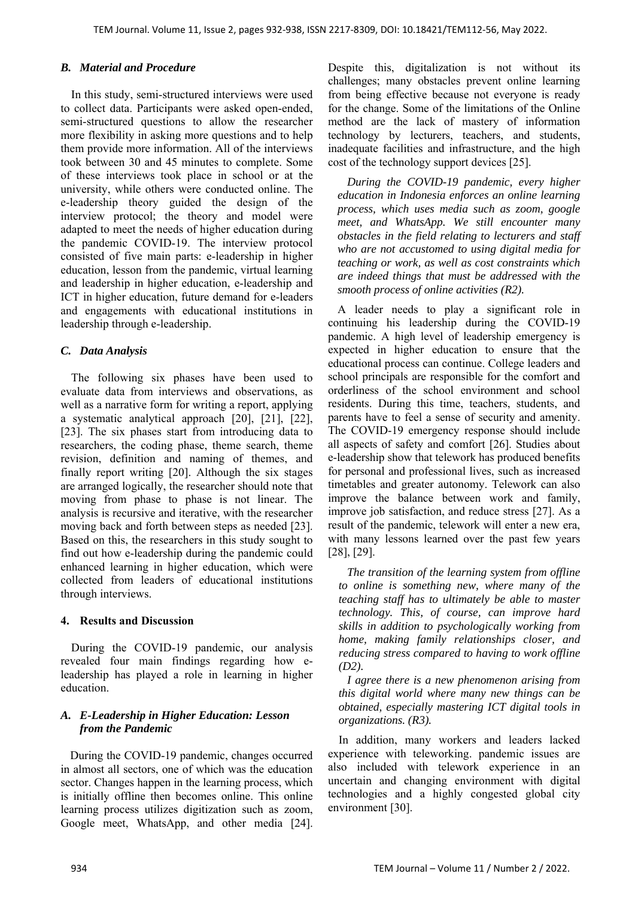### B. Material and Procedure

In this study, semi-structured interviews were used to collect data. Participants were asked open-ended, semi-structured questions to allow the researcher more flexibility in asking more questions and to help them provide more information. All of the interviews took between 30 and 45 minutes to complete. Some of these interviews took place in school or at the university, while others were conducted online. The e-leadership theory guided the design of the interview protocol; the theory and model were adapted to meet the needs of higher education during the pandemic COVID-19. The interview protocol consisted of five main parts: e-leadership in higher education, lesson from the pandemic, virtual learning and leadership in higher education, e-leadership and ICT in higher education, future demand for e-leaders and engagements with educational institutions in leadership through e-leadership.

### C. Data Analysis

The following six phases have been used to evaluate data from interviews and observations, as well as a narrative form for writing a report, applying a systematic analytical approach [20], [21], [22], [23]. The six phases start from introducing data to researchers, the coding phase, theme search, theme revision, definition and naming of themes, and finally report writing [20]. Although the six stages are arranged logically, the researcher should note that moving from phase to phase is not linear. The analysis is recursive and iterative, with the researcher moving back and forth between steps as needed [23]. Based on this, the researchers in this study sought to find out how e-leadership during the pandemic could enhanced learning in higher education, which were collected from leaders of educational institutions through interviews.

## 4. Results and Discussion

During the COVID-19 pandemic, our analysis revealed four main findings regarding how e-leadership has played a role in learning in higher education.

### A. E-Leadership in Higher Education: Lesson from the Pandemic

During the COVID-19 pandemic, changes occurred in almost all sectors, one of which was the education sector. Changes happen in the learning process, which is initially offline then becomes online. This online learning process utilizes digitization such as zoom, Google meet, WhatsApp, and other media [24]. Despite this, digitalization is not without its challenges; many obstacles prevent online learning from being effective because not everyone is ready for the change. Some of the limitations of the Online method are the lack of mastery of information technology by lecturers, teachers, and students, inadequate facilities and infrastructure, and the high cost of the technology support devices [25].

*During the COVID-19 pandemic, every higher education in Indonesia enforces an online learning process, which uses media such as zoom, google meet, and WhatsApp. We still encounter many obstacles in the field relating to lecturers and staff who are not accustomed to using digital media for teaching or work, as well as cost constraints which are indeed things that must be addressed with the smooth process of online activities (R2).*

A leader needs to play a significant role in continuing his leadership during the COVID-19 pandemic. A high level of leadership emergency is expected in higher education to ensure that the educational process can continue. College leaders and school principals are responsible for the comfort and orderliness of the school environment and school residents. During this time, teachers, students, and parents have to feel a sense of security and amenity. The COVID-19 emergency response should include all aspects of safety and comfort [26]. Studies about e-leadership show that telework has produced benefits for personal and professional lives, such as increased timetables and greater autonomy. Telework can also improve the balance between work and family, improve job satisfaction, and reduce stress [27]. As a result of the pandemic, telework will enter a new era, with many lessons learned over the past few years [28], [29].

*The transition of the learning system from offline to online is something new, where many of the teaching staff has to ultimately be able to master technology. This, of course, can improve hard skills in addition to psychologically working from home, making family relationships closer, and reducing stress compared to having to work offline (D2).*

*I agree there is a new phenomenon arising from this digital world where many new things can be obtained, especially mastering ICT digital tools in organizations. (R3).*

In addition, many workers and leaders lacked experience with teleworking. pandemic issues are also included with telework experience in an uncertain and changing environment with digital technologies and a highly congested global city environment [30].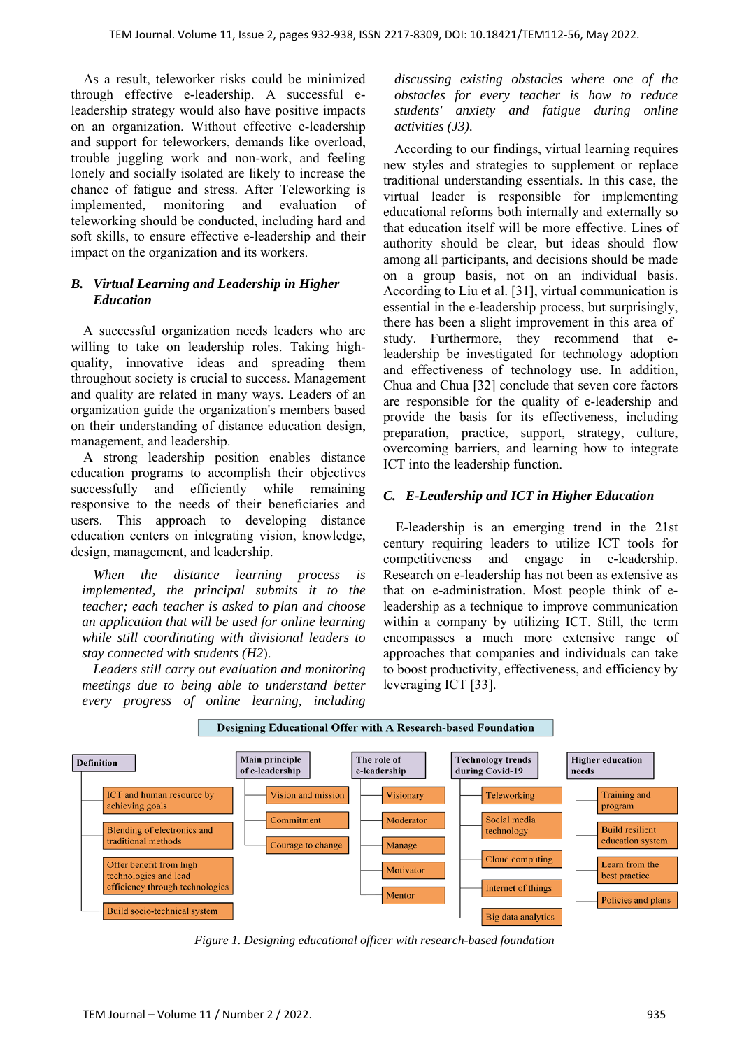As a result, teleworker risks could be minimized through effective e-leadership. A successful e-leadership strategy would also have positive impacts on an organization. Without effective e-leadership and support for teleworkers, demands like overload, trouble juggling work and non-work, and feeling lonely and socially isolated are likely to increase the chance of fatigue and stress. After Teleworking is implemented, monitoring and evaluation of teleworking should be conducted, including hard and soft skills, to ensure effective e-leadership and their impact on the organization and its workers.

### *B. Virtual Learning and Leadership in Higher Education*

A successful organization needs leaders who are willing to take on leadership roles. Taking high-quality, innovative ideas and spreading them throughout society is crucial to success. Management and quality are related in many ways. Leaders of an organization guide the organization's members based on their understanding of distance education design, management, and leadership.

A strong leadership position enables distance education programs to accomplish their objectives successfully and efficiently while remaining responsive to the needs of their beneficiaries and users. This approach to developing distance education centers on integrating vision, knowledge, design, management, and leadership.

*When the distance learning process is implemented, the principal submits it to the teacher; each teacher is asked to plan and choose an application that will be used for online learning while still coordinating with divisional leaders to stay connected with students (H2).*

*Leaders still carry out evaluation and monitoring meetings due to being able to understand better every progress of online learning, including discussing existing obstacles where one of the obstacles for every teacher is how to reduce students' anxiety and fatigue during online activities (J3).*

According to our findings, virtual learning requires new styles and strategies to supplement or replace traditional understanding essentials. In this case, the virtual leader is responsible for implementing educational reforms both internally and externally so that education itself will be more effective. Lines of authority should be clear, but ideas should flow among all participants, and decisions should be made on a group basis, not on an individual basis. According to Liu et al. [31], virtual communication is essential in the e-leadership process, but surprisingly, there has been a slight improvement in this area of study. Furthermore, they recommend that e-leadership be investigated for technology adoption and effectiveness of technology use. In addition, Chua and Chua [32] conclude that seven core factors are responsible for the quality of e-leadership and provide the basis for its effectiveness, including preparation, practice, support, strategy, culture, overcoming barriers, and learning how to integrate ICT into the leadership function.

### *C. E-Leadership and ICT in Higher Education*

E-leadership is an emerging trend in the 21st century requiring leaders to utilize ICT tools for competitiveness and engage in e-leadership. Research on e-leadership has not been as extensive as that on e-administration. Most people think of e-leadership as a technique to improve communication within a company by utilizing ICT. Still, the term encompasses a much more extensive range of approaches that companies and individuals can take to boost productivity, effectiveness, and efficiency by leveraging ICT [33].

**Designing Educational Offer with A Research-based Foundation**

- **Definition**
  - ICT and human resource by achieving goals
  - Blending of electronics and traditional methods
  - Offer benefit from high technologies and lead efficiency through technologies
  - Build socio-technical system
- **Main principle of e-leadership**
  - Vision and mission
  - Commitment
  - Courage to change
- **The role of e-leadership**
  - Visionary
  - Moderator
  - Manage
  - Motivator
  - Mentor
- **Technology trends during Covid-19**
  - Teleworking
  - Social media technology
  - Cloud computing
  - Internet of things
  - Big data analytics
- **Higher education needs**
  - Training and program
  - Build resilient education system
  - Learn from the best practice
  - Policies and plans

*Figure 1. Designing educational officer with research-based foundation*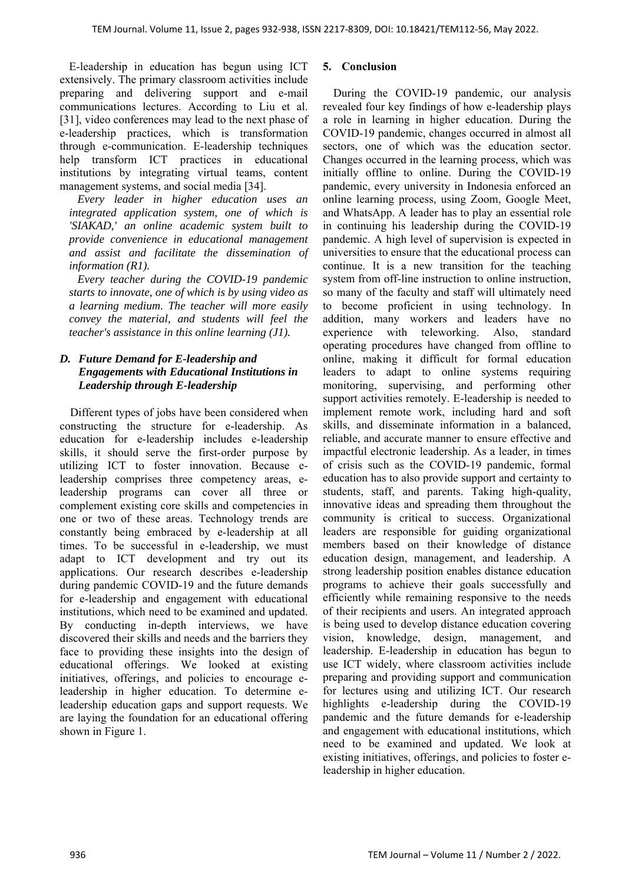E-leadership in education has begun using ICT extensively. The primary classroom activities include preparing and delivering support and e-mail communications lectures. According to Liu et al. [31], video conferences may lead to the next phase of e-leadership practices, which is transformation through e-communication. E-leadership techniques help transform ICT practices in educational institutions by integrating virtual teams, content management systems, and social media [34].

*Every leader in higher education uses an integrated application system, one of which is 'SIAKAD,' an online academic system built to provide convenience in educational management and assist and facilitate the dissemination of information (R1).*

*Every teacher during the COVID-19 pandemic starts to innovate, one of which is by using video as a learning medium. The teacher will more easily convey the material, and students will feel the teacher's assistance in this online learning (J1).*

### *D. Future Demand for E-leadership and Engagements with Educational Institutions in Leadership through E-leadership*

Different types of jobs have been considered when constructing the structure for e-leadership. As education for e-leadership includes e-leadership skills, it should serve the first-order purpose by utilizing ICT to foster innovation. Because e-leadership comprises three competency areas, e-leadership programs can cover all three or complement existing core skills and competencies in one or two of these areas. Technology trends are constantly being embraced by e-leadership at all times. To be successful in e-leadership, we must adapt to ICT development and try out its applications. Our research describes e-leadership during pandemic COVID-19 and the future demands for e-leadership and engagement with educational institutions, which need to be examined and updated. By conducting in-depth interviews, we have discovered their skills and needs and the barriers they face to providing these insights into the design of educational offerings. We looked at existing initiatives, offerings, and policies to encourage e-leadership in higher education. To determine e-leadership education gaps and support requests. We are laying the foundation for an educational offering shown in Figure 1.

## 5. Conclusion

During the COVID-19 pandemic, our analysis revealed four key findings of how e-leadership plays a role in learning in higher education. During the COVID-19 pandemic, changes occurred in almost all sectors, one of which was the education sector. Changes occurred in the learning process, which was initially offline to online. During the COVID-19 pandemic, every university in Indonesia enforced an online learning process, using Zoom, Google Meet, and WhatsApp. A leader has to play an essential role in continuing his leadership during the COVID-19 pandemic. A high level of supervision is expected in universities to ensure that the educational process can continue. It is a new transition for the teaching system from off-line instruction to online instruction, so many of the faculty and staff will ultimately need to become proficient in using technology. In addition, many workers and leaders have no experience with teleworking. Also, standard operating procedures have changed from offline to online, making it difficult for formal education leaders to adapt to online systems requiring monitoring, supervising, and performing other support activities remotely. E-leadership is needed to implement remote work, including hard and soft skills, and disseminate information in a balanced, reliable, and accurate manner to ensure effective and impactful electronic leadership. As a leader, in times of crisis such as the COVID-19 pandemic, formal education has to also provide support and certainty to students, staff, and parents. Taking high-quality, innovative ideas and spreading them throughout the community is critical to success. Organizational leaders are responsible for guiding organizational members based on their knowledge of distance education design, management, and leadership. A strong leadership position enables distance education programs to achieve their goals successfully and efficiently while remaining responsive to the needs of their recipients and users. An integrated approach is being used to develop distance education covering vision, knowledge, design, management, and leadership. E-leadership in education has begun to use ICT widely, where classroom activities include preparing and providing support and communication for lectures using and utilizing ICT. Our research highlights e-leadership during the COVID-19 pandemic and the future demands for e-leadership and engagement with educational institutions, which need to be examined and updated. We look at existing initiatives, offerings, and policies to foster e-leadership in higher education.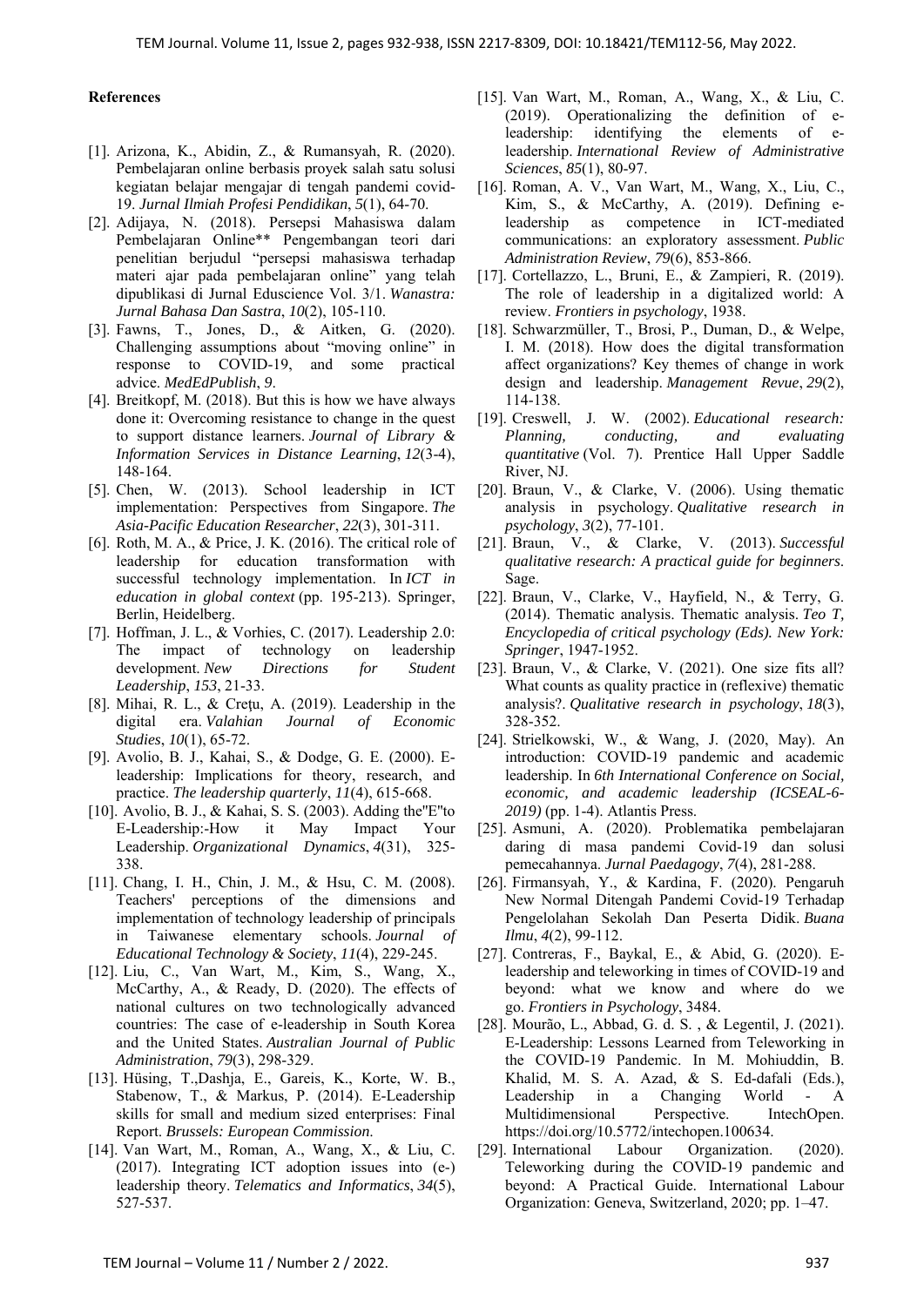## References

[1]. Arizona, K., Abidin, Z., & Rumansyah, R. (2020). Pembelajaran online berbasis proyek salah satu solusi kegiatan belajar mengajar di tengah pandemi covid-19. *Jurnal Ilmiah Profesi Pendidikan*, *5*(1), 64-70.

[2]. Adijaya, N. (2018). Persepsi Mahasiswa dalam Pembelajaran Online** Pengembangan teori dari penelitian berjudul "persepsi mahasiswa terhadap materi ajar pada pembelajaran online" yang telah dipublikasi di Jurnal Eduscience Vol. 3/1. *Wanastra: Jurnal Bahasa Dan Sastra*, *10*(2), 105-110.

[3]. Fawns, T., Jones, D., & Aitken, G. (2020). Challenging assumptions about "moving online" in response to COVID-19, and some practical advice. *MedEdPublish*, *9*.

[4]. Breitkopf, M. (2018). But this is how we have always done it: Overcoming resistance to change in the quest to support distance learners. *Journal of Library & Information Services in Distance Learning*, *12*(3-4), 148-164.

[5]. Chen, W. (2013). School leadership in ICT implementation: Perspectives from Singapore. *The Asia-Pacific Education Researcher*, *22*(3), 301-311.

[6]. Roth, M. A., & Price, J. K. (2016). The critical role of leadership for education transformation with successful technology implementation. In *ICT in education in global context* (pp. 195-213). Springer, Berlin, Heidelberg.

[7]. Hoffman, J. L., & Vorhies, C. (2017). Leadership 2.0: The impact of technology on leadership development. *New Directions for Student Leadership*, *153*, 21-33.

[8]. Mihai, R. L., & Creţu, A. (2019). Leadership in the digital era. *Valahian Journal of Economic Studies*, *10*(1), 65-72.

[9]. Avolio, B. J., Kahai, S., & Dodge, G. E. (2000). E-leadership: Implications for theory, research, and practice. *The leadership quarterly*, *11*(4), 615-668.

[10]. Avolio, B. J., & Kahai, S. S. (2003). Adding the"E"to E-Leadership:-How it May Impact Your Leadership. *Organizational Dynamics*, *4*(31), 325-338.

[11]. Chang, I. H., Chin, J. M., & Hsu, C. M. (2008). Teachers' perceptions of the dimensions and implementation of technology leadership of principals in Taiwanese elementary schools. *Journal of Educational Technology & Society*, *11*(4), 229-245.

[12]. Liu, C., Van Wart, M., Kim, S., Wang, X., McCarthy, A., & Ready, D. (2020). The effects of national cultures on two technologically advanced countries: The case of e-leadership in South Korea and the United States. *Australian Journal of Public Administration*, *79*(3), 298-329.

[13]. Hüsing, T.,Dashja, E., Gareis, K., Korte, W. B., Stabenow, T., & Markus, P. (2014). E-Leadership skills for small and medium sized enterprises: Final Report. *Brussels: European Commission.*

[14]. Van Wart, M., Roman, A., Wang, X., & Liu, C. (2017). Integrating ICT adoption issues into (e-) leadership theory. *Telematics and Informatics*, *34*(5), 527-537.

[15]. Van Wart, M., Roman, A., Wang, X., & Liu, C. (2019). Operationalizing the definition of e-leadership: identifying the elements of e-leadership. *International Review of Administrative Sciences*, *85*(1), 80-97.

[16]. Roman, A. V., Van Wart, M., Wang, X., Liu, C., Kim, S., & McCarthy, A. (2019). Defining e-leadership as competence in ICT-mediated communications: an exploratory assessment. *Public Administration Review*, *79*(6), 853-866.

[17]. Cortellazzo, L., Bruni, E., & Zampieri, R. (2019). The role of leadership in a digitalized world: A review. *Frontiers in psychology*, 1938.

[18]. Schwarzmüller, T., Brosi, P., Duman, D., & Welpe, I. M. (2018). How does the digital transformation affect organizations? Key themes of change in work design and leadership. *Management Revue*, *29*(2), 114-138.

[19]. Creswell, J. W. (2002). *Educational research: Planning, conducting, and evaluating quantitative* (Vol. 7). Prentice Hall Upper Saddle River, NJ.

[20]. Braun, V., & Clarke, V. (2006). Using thematic analysis in psychology. *Qualitative research in psychology*, *3*(2), 77-101.

[21]. Braun, V., & Clarke, V. (2013). *Successful qualitative research: A practical guide for beginners*. Sage.

[22]. Braun, V., Clarke, V., Hayfield, N., & Terry, G. (2014). Thematic analysis. Thematic analysis. *Teo T, Encyclopedia of critical psychology (Eds). New York: Springer*, 1947-1952.

[23]. Braun, V., & Clarke, V. (2021). One size fits all? What counts as quality practice in (reflexive) thematic analysis?. *Qualitative research in psychology*, *18*(3), 328-352.

[24]. Strielkowski, W., & Wang, J. (2020, May). An introduction: COVID-19 pandemic and academic leadership. In *6th International Conference on Social, economic, and academic leadership (ICSEAL-6-2019)* (pp. 1-4). Atlantis Press.

[25]. Asmuni, A. (2020). Problematika pembelajaran daring di masa pandemi Covid-19 dan solusi pemecahannya. *Jurnal Paedagogy*, *7*(4), 281-288.

[26]. Firmansyah, Y., & Kardina, F. (2020). Pengaruh New Normal Ditengah Pandemi Covid-19 Terhadap Pengelolahan Sekolah Dan Peserta Didik. *Buana Ilmu*, *4*(2), 99-112.

[27]. Contreras, F., Baykal, E., & Abid, G. (2020). E-leadership and teleworking in times of COVID-19 and beyond: what we know and where do we go. *Frontiers in Psychology*, 3484.

[28]. Mourão, L., Abbad, G. d. S. , & Legentil, J. (2021). E-Leadership: Lessons Learned from Teleworking in the COVID-19 Pandemic. In M. Mohiuddin, B. Khalid, M. S. A. Azad, & S. Ed-dafali (Eds.), Leadership in a Changing World - A Multidimensional Perspective. IntechOpen. https://doi.org/10.5772/intechopen.100634.

[29]. International Labour Organization. (2020). Teleworking during the COVID-19 pandemic and beyond: A Practical Guide. International Labour Organization: Geneva, Switzerland, 2020; pp. 1–47.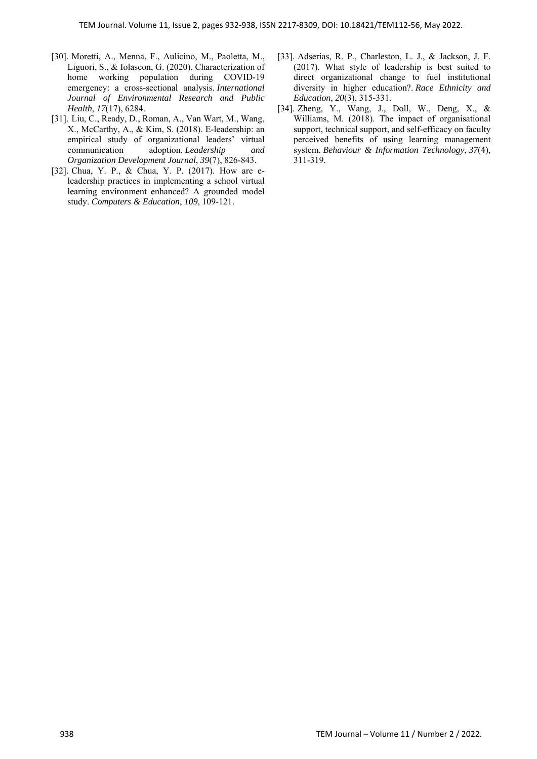[30]. Moretti, A., Menna, F., Aulicino, M., Paoletta, M., Liguori, S., & Iolascon, G. (2020). Characterization of home working population during COVID-19 emergency: a cross-sectional analysis. *International Journal of Environmental Research and Public Health*, *17*(17), 6284.

[31]. Liu, C., Ready, D., Roman, A., Van Wart, M., Wang, X., McCarthy, A., & Kim, S. (2018). E-leadership: an empirical study of organizational leaders' virtual communication adoption. *Leadership and Organization Development Journal*, *39*(7), 826-843.

[32]. Chua, Y. P., & Chua, Y. P. (2017). How are e-leadership practices in implementing a school virtual learning environment enhanced? A grounded model study. *Computers & Education*, *109*, 109-121.

[33]. Adserias, R. P., Charleston, L. J., & Jackson, J. F. (2017). What style of leadership is best suited to direct organizational change to fuel institutional diversity in higher education?. *Race Ethnicity and Education*, *20*(3), 315-331.

[34]. Zheng, Y., Wang, J., Doll, W., Deng, X., & Williams, M. (2018). The impact of organisational support, technical support, and self-efficacy on faculty perceived benefits of using learning management system. *Behaviour & Information Technology*, *37*(4), 311-319.